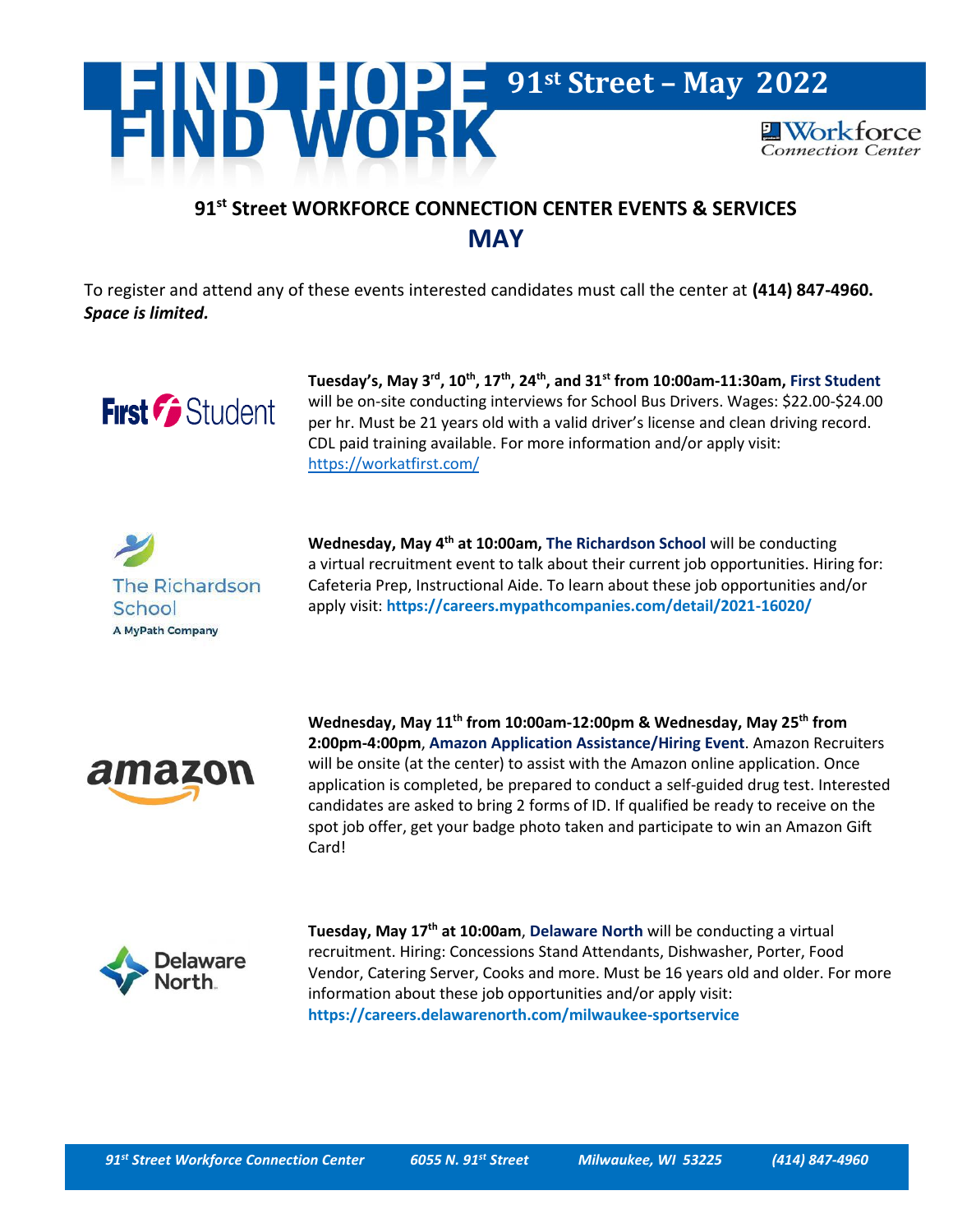# FIND HOPE FIND WORK

**91st Street – May 2022**

Workforce Connection Center

## 91st Street WORKFORCE CONNECTION CENTER EVENTS & SERVICES

## MAY

To register and attend any of these events interested candidates must call the center at **(414) 847-4960.** ***Space is limited.***

**Tuesday's, May 3rd, 10th, 17th, 24th, and 31st from 10:00am-11:30am, First Student** will be on-site conducting interviews for School Bus Drivers. Wages: $22.00-$24.00 per hr. Must be 21 years old with a valid driver's license and clean driving record. CDL paid training available. For more information and/or apply visit: https://workatfirst.com/

**Wednesday, May 4th at 10:00am, The Richardson School** will be conducting a virtual recruitment event to talk about their current job opportunities. Hiring for: Cafeteria Prep, Instructional Aide. To learn about these job opportunities and/or apply visit: **https://careers.mypathcompanies.com/detail/2021-16020/**

**Wednesday, May 11th from 10:00am-12:00pm & Wednesday, May 25th from 2:00pm-4:00pm**, **Amazon Application Assistance/Hiring Event**. Amazon Recruiters will be onsite (at the center) to assist with the Amazon online application. Once application is completed, be prepared to conduct a self-guided drug test. Interested candidates are asked to bring 2 forms of ID. If qualified be ready to receive on the spot job offer, get your badge photo taken and participate to win an Amazon Gift Card!

**Tuesday, May 17th at 10:00am**, **Delaware North** will be conducting a virtual recruitment. Hiring: Concessions Stand Attendants, Dishwasher, Porter, Food Vendor, Catering Server, Cooks and more. Must be 16 years old and older. For more information about these job opportunities and/or apply visit: **https://careers.delawarenorth.com/milwaukee-sportservice**

*91st Street Workforce Connection Center    6055 N. 91st Street    Milwaukee, WI 53225    (414) 847-4960*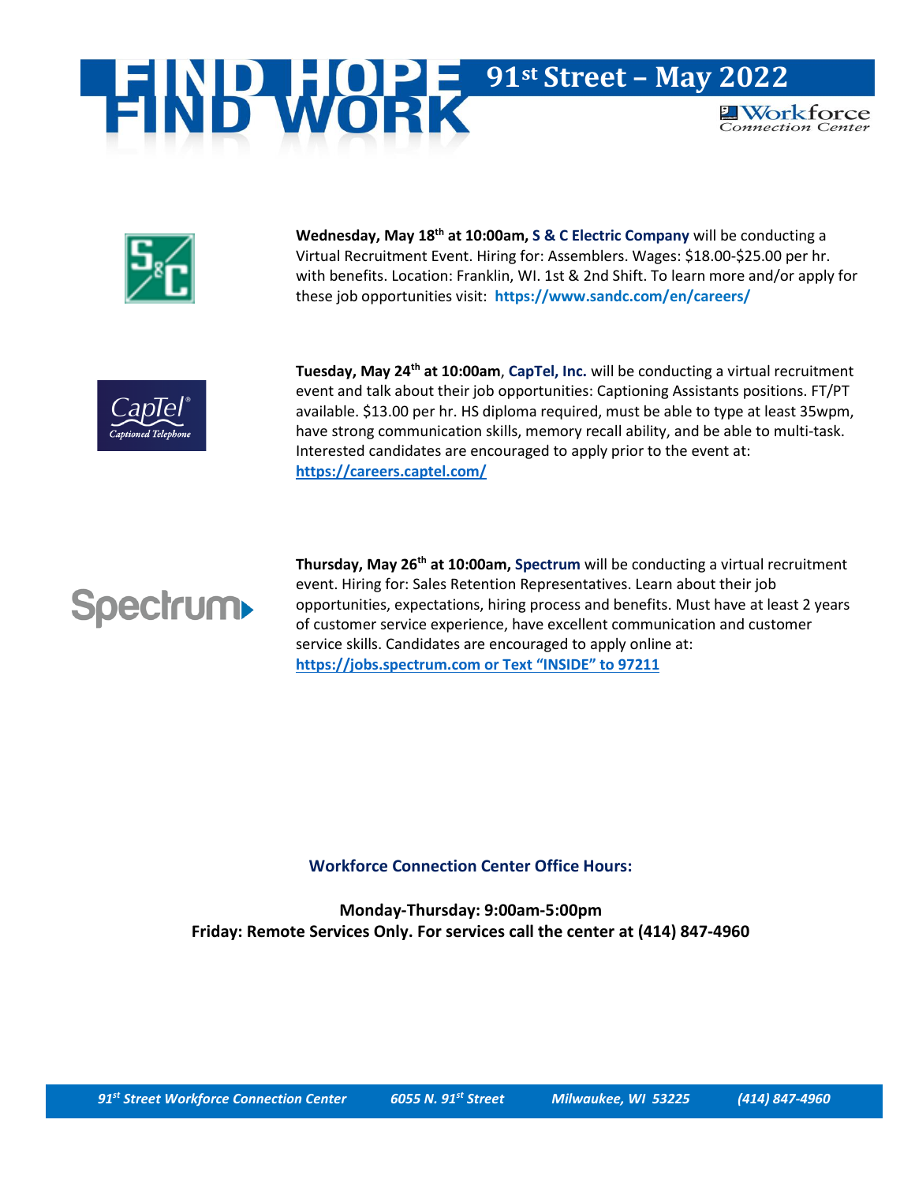# FIND HOPE FIND WORK

## 91st Street – May 2022

Workforce Connection Center

**Wednesday, May 18th at 10:00am, S & C Electric Company** will be conducting a Virtual Recruitment Event. Hiring for: Assemblers. Wages: $18.00-$25.00 per hr. with benefits. Location: Franklin, WI. 1st & 2nd Shift. To learn more and/or apply for these job opportunities visit: **https://www.sandc.com/en/careers/**

**Tuesday, May 24th at 10:00am**, **CapTel, Inc.** will be conducting a virtual recruitment event and talk about their job opportunities: Captioning Assistants positions. FT/PT available. $13.00 per hr. HS diploma required, must be able to type at least 35wpm, have strong communication skills, memory recall ability, and be able to multi-task. Interested candidates are encouraged to apply prior to the event at: **https://careers.captel.com/**

**Thursday, May 26th at 10:00am, Spectrum** will be conducting a virtual recruitment event. Hiring for: Sales Retention Representatives. Learn about their job opportunities, expectations, hiring process and benefits. Must have at least 2 years of customer service experience, have excellent communication and customer service skills. Candidates are encouraged to apply online at: **https://jobs.spectrum.com or Text "INSIDE" to 97211**

**Workforce Connection Center Office Hours:**

**Monday-Thursday: 9:00am-5:00pm**
**Friday: Remote Services Only. For services call the center at (414) 847-4960**

***91st Street Workforce Connection Center    6055 N. 91st Street    Milwaukee, WI 53225    (414) 847-4960***